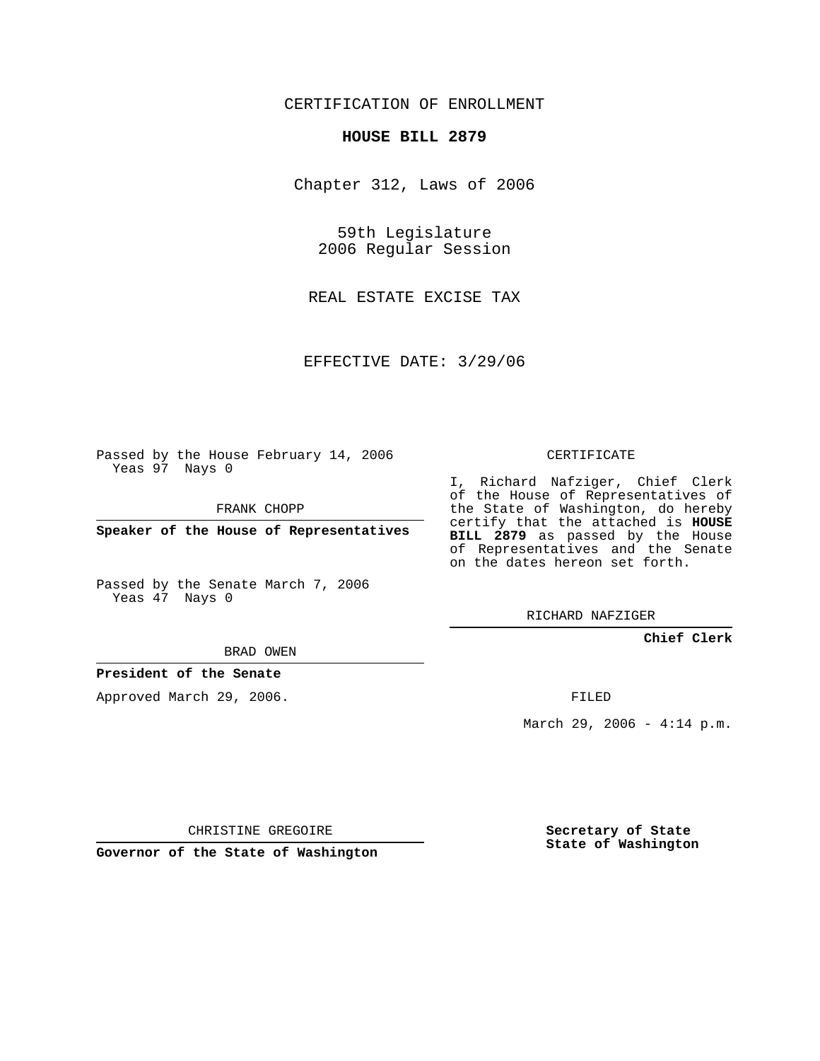CERTIFICATION OF ENROLLMENT

# HOUSE BILL 2879

Chapter 312, Laws of 2006

59th Legislature
2006 Regular Session

REAL ESTATE EXCISE TAX

EFFECTIVE DATE: 3/29/06

Passed by the House February 14, 2006
Yeas 97 Nays 0

FRANK CHOPP

**Speaker of the House of Representatives**

Passed by the Senate March 7, 2006
Yeas 47 Nays 0

BRAD OWEN

**President of the Senate**

Approved March 29, 2006.

CHRISTINE GREGOIRE

**Governor of the State of Washington**

CERTIFICATE

I, Richard Nafziger, Chief Clerk of the House of Representatives of the State of Washington, do hereby certify that the attached is **HOUSE BILL 2879** as passed by the House of Representatives and the Senate on the dates hereon set forth.

RICHARD NAFZIGER

**Chief Clerk**

FILED

March 29, 2006 - 4:14 p.m.

**Secretary of State**
**State of Washington**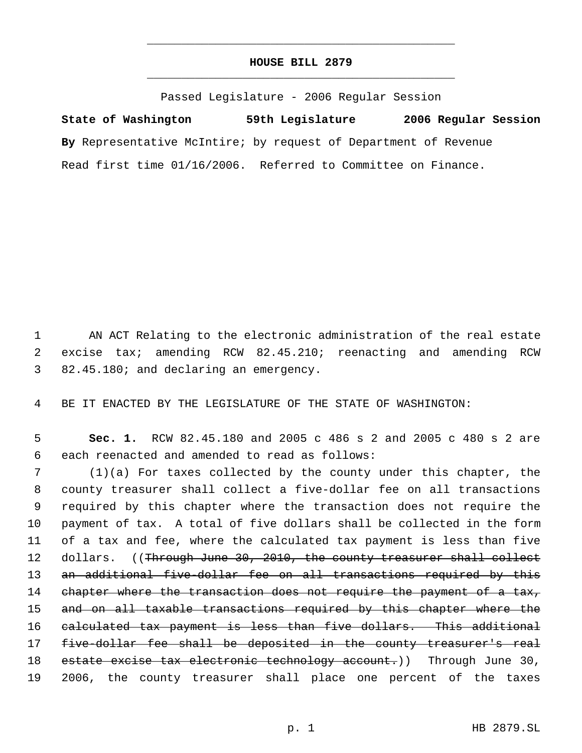# HOUSE BILL 2879

Passed Legislature - 2006 Regular Session

**State of Washington 59th Legislature 2006 Regular Session**

**By** Representative McIntire; by request of Department of Revenue

Read first time 01/16/2006. Referred to Committee on Finance.

AN ACT Relating to the electronic administration of the real estate excise tax; amending RCW 82.45.210; reenacting and amending RCW 82.45.180; and declaring an emergency.

BE IT ENACTED BY THE LEGISLATURE OF THE STATE OF WASHINGTON:

**Sec. 1.** RCW 82.45.180 and 2005 c 486 s 2 and 2005 c 480 s 2 are each reenacted and amended to read as follows:

(1)(a) For taxes collected by the county under this chapter, the county treasurer shall collect a five-dollar fee on all transactions required by this chapter where the transaction does not require the payment of tax. A total of five dollars shall be collected in the form of a tax and fee, where the calculated tax payment is less than five dollars. ((~~Through June 30, 2010, the county treasurer shall collect an additional five-dollar fee on all transactions required by this chapter where the transaction does not require the payment of a tax, and on all taxable transactions required by this chapter where the calculated tax payment is less than five dollars. This additional five-dollar fee shall be deposited in the county treasurer's real estate excise tax electronic technology account.~~)) Through June 30, 2006, the county treasurer shall place one percent of the taxes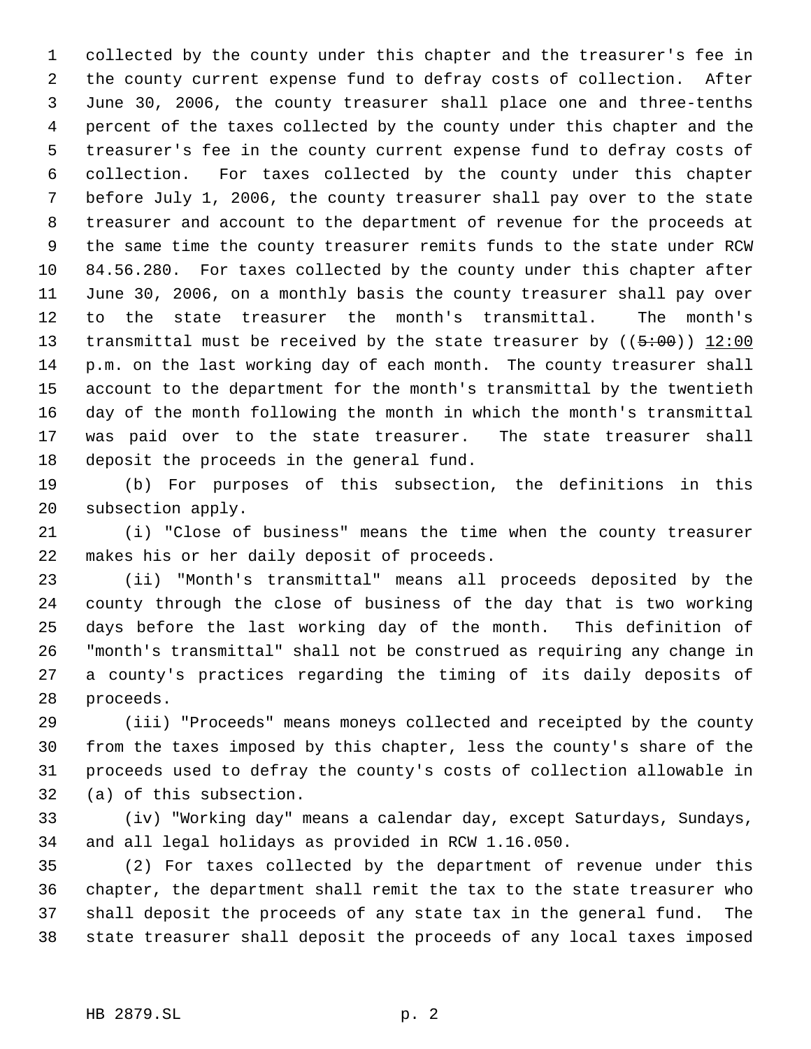collected by the county under this chapter and the treasurer's fee in the county current expense fund to defray costs of collection. After June 30, 2006, the county treasurer shall place one and three-tenths percent of the taxes collected by the county under this chapter and the treasurer's fee in the county current expense fund to defray costs of collection. For taxes collected by the county under this chapter before July 1, 2006, the county treasurer shall pay over to the state treasurer and account to the department of revenue for the proceeds at the same time the county treasurer remits funds to the state under RCW 84.56.280. For taxes collected by the county under this chapter after June 30, 2006, on a monthly basis the county treasurer shall pay over to the state treasurer the month's transmittal. The month's transmittal must be received by the state treasurer by ((~~5:00~~)) <u>12:00</u> p.m. on the last working day of each month. The county treasurer shall account to the department for the month's transmittal by the twentieth day of the month following the month in which the month's transmittal was paid over to the state treasurer. The state treasurer shall deposit the proceeds in the general fund.

(b) For purposes of this subsection, the definitions in this subsection apply.

(i) "Close of business" means the time when the county treasurer makes his or her daily deposit of proceeds.

(ii) "Month's transmittal" means all proceeds deposited by the county through the close of business of the day that is two working days before the last working day of the month. This definition of "month's transmittal" shall not be construed as requiring any change in a county's practices regarding the timing of its daily deposits of proceeds.

(iii) "Proceeds" means moneys collected and receipted by the county from the taxes imposed by this chapter, less the county's share of the proceeds used to defray the county's costs of collection allowable in (a) of this subsection.

(iv) "Working day" means a calendar day, except Saturdays, Sundays, and all legal holidays as provided in RCW 1.16.050.

(2) For taxes collected by the department of revenue under this chapter, the department shall remit the tax to the state treasurer who shall deposit the proceeds of any state tax in the general fund. The state treasurer shall deposit the proceeds of any local taxes imposed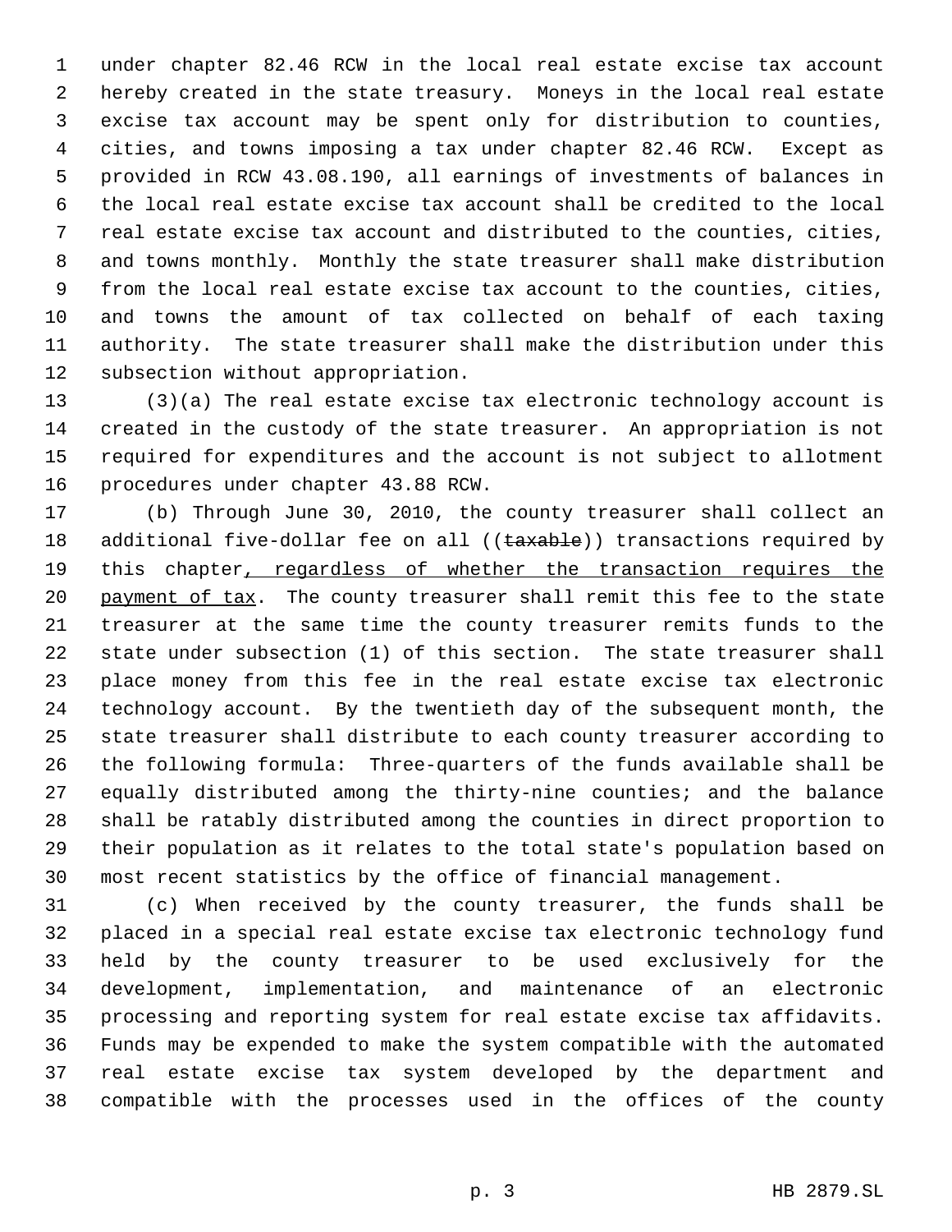under chapter 82.46 RCW in the local real estate excise tax account hereby created in the state treasury. Moneys in the local real estate excise tax account may be spent only for distribution to counties, cities, and towns imposing a tax under chapter 82.46 RCW. Except as provided in RCW 43.08.190, all earnings of investments of balances in the local real estate excise tax account shall be credited to the local real estate excise tax account and distributed to the counties, cities, and towns monthly. Monthly the state treasurer shall make distribution from the local real estate excise tax account to the counties, cities, and towns the amount of tax collected on behalf of each taxing authority. The state treasurer shall make the distribution under this subsection without appropriation.

(3)(a) The real estate excise tax electronic technology account is created in the custody of the state treasurer. An appropriation is not required for expenditures and the account is not subject to allotment procedures under chapter 43.88 RCW.

(b) Through June 30, 2010, the county treasurer shall collect an additional five-dollar fee on all ((~~taxable~~)) transactions required by this chapter<u>, regardless of whether the transaction requires the payment of tax</u>. The county treasurer shall remit this fee to the state treasurer at the same time the county treasurer remits funds to the state under subsection (1) of this section. The state treasurer shall place money from this fee in the real estate excise tax electronic technology account. By the twentieth day of the subsequent month, the state treasurer shall distribute to each county treasurer according to the following formula: Three-quarters of the funds available shall be equally distributed among the thirty-nine counties; and the balance shall be ratably distributed among the counties in direct proportion to their population as it relates to the total state's population based on most recent statistics by the office of financial management.

(c) When received by the county treasurer, the funds shall be placed in a special real estate excise tax electronic technology fund held by the county treasurer to be used exclusively for the development, implementation, and maintenance of an electronic processing and reporting system for real estate excise tax affidavits. Funds may be expended to make the system compatible with the automated real estate excise tax system developed by the department and compatible with the processes used in the offices of the county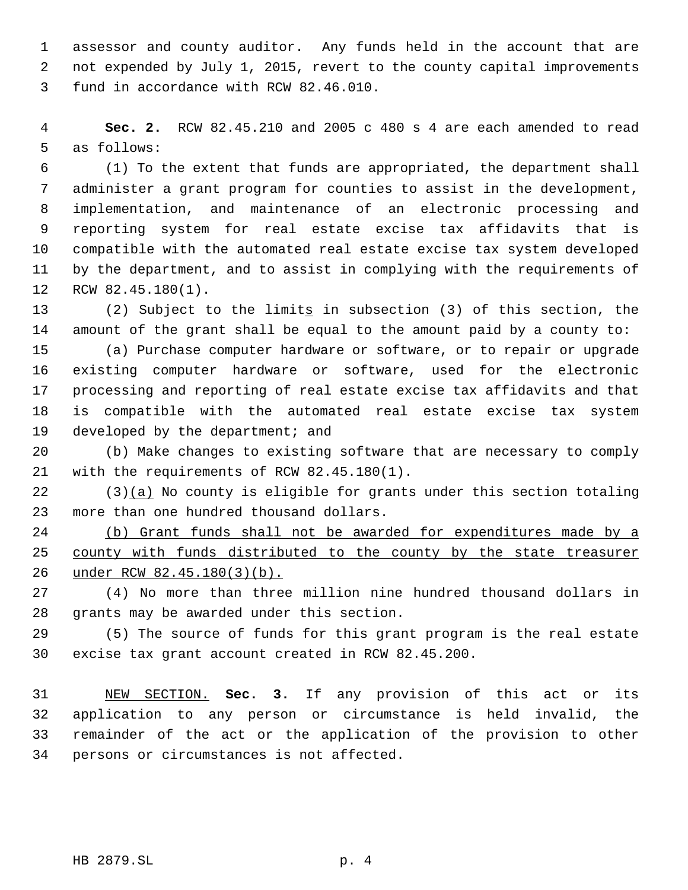assessor and county auditor. Any funds held in the account that are not expended by July 1, 2015, revert to the county capital improvements fund in accordance with RCW 82.46.010.

**Sec. 2.** RCW 82.45.210 and 2005 c 480 s 4 are each amended to read as follows:

(1) To the extent that funds are appropriated, the department shall administer a grant program for counties to assist in the development, implementation, and maintenance of an electronic processing and reporting system for real estate excise tax affidavits that is compatible with the automated real estate excise tax system developed by the department, and to assist in complying with the requirements of RCW 82.45.180(1).

(2) Subject to the limit<u>s</u> in subsection (3) of this section, the amount of the grant shall be equal to the amount paid by a county to:

(a) Purchase computer hardware or software, or to repair or upgrade existing computer hardware or software, used for the electronic processing and reporting of real estate excise tax affidavits and that is compatible with the automated real estate excise tax system developed by the department; and

(b) Make changes to existing software that are necessary to comply with the requirements of RCW 82.45.180(1).

(3)<u>(a)</u> No county is eligible for grants under this section totaling more than one hundred thousand dollars.

<u>(b) Grant funds shall not be awarded for expenditures made by a county with funds distributed to the county by the state treasurer under RCW 82.45.180(3)(b).</u>

(4) No more than three million nine hundred thousand dollars in grants may be awarded under this section.

(5) The source of funds for this grant program is the real estate excise tax grant account created in RCW 82.45.200.

<u>NEW SECTION.</u> **Sec. 3.** If any provision of this act or its application to any person or circumstance is held invalid, the remainder of the act or the application of the provision to other persons or circumstances is not affected.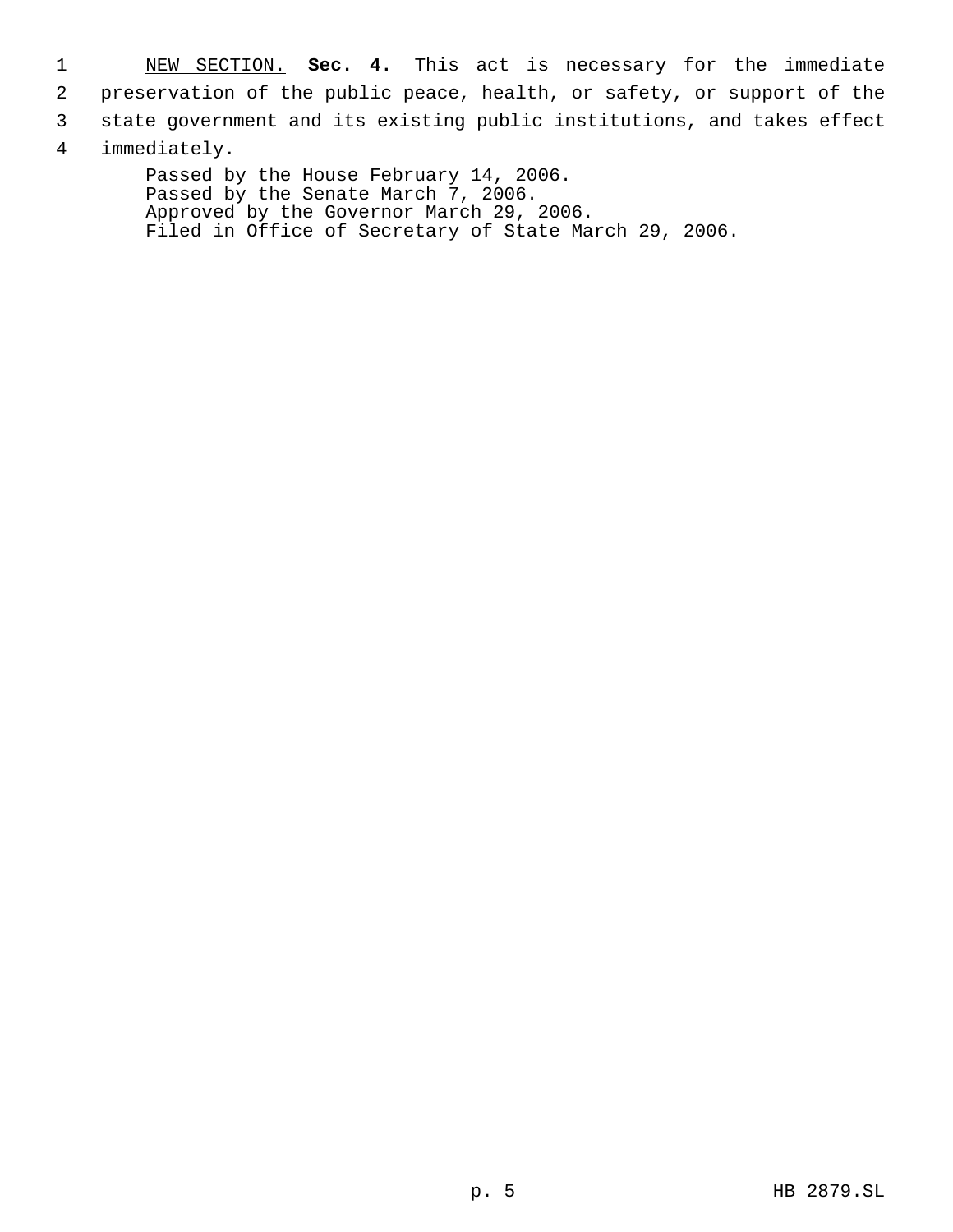NEW SECTION. **Sec. 4.** This act is necessary for the immediate preservation of the public peace, health, or safety, or support of the state government and its existing public institutions, and takes effect immediately.

Passed by the House February 14, 2006.
Passed by the Senate March 7, 2006.
Approved by the Governor March 29, 2006.
Filed in Office of Secretary of State March 29, 2006.